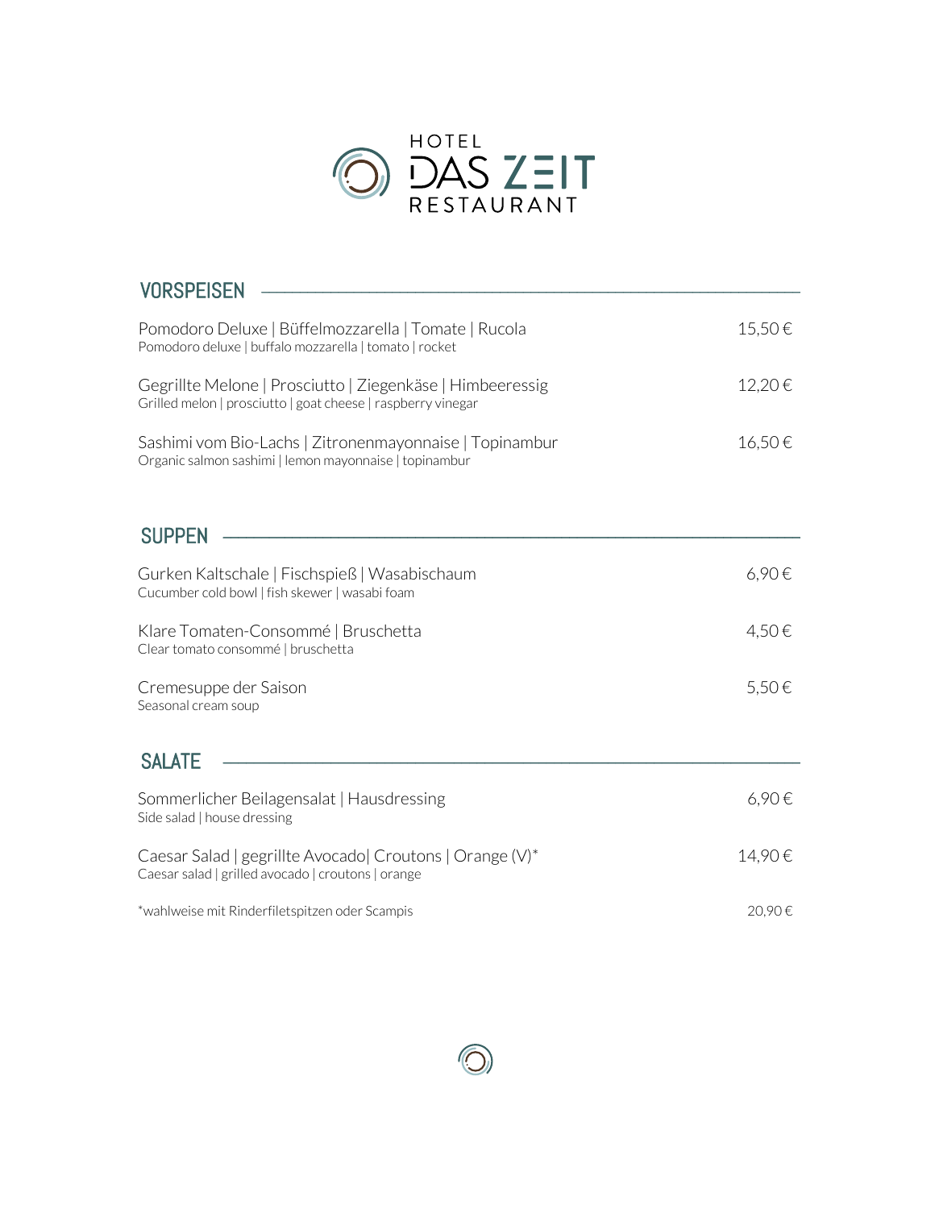# HOTEL DAS ZEIT RESTAURANT

## VORSPEISEN

Pomodoro Deluxe | Büffelmozzarella | Tomate | Rucola — 15,50 €
Pomodoro deluxe | buffalo mozzarella | tomato | rocket

Gegrillte Melone | Prosciutto | Ziegenkäse | Himbeeressig — 12,20 €
Grilled melon | prosciutto | goat cheese | raspberry vinegar

Sashimi vom Bio-Lachs | Zitronenmayonnaise | Topinambur — 16,50 €
Organic salmon sashimi | lemon mayonnaise | topinambur

## SUPPEN

Gurken Kaltschale | Fischspieß | Wasabischaum — 6,90 €
Cucumber cold bowl | fish skewer | wasabi foam

Klare Tomaten-Consommé | Bruschetta — 4,50 €
Clear tomato consommé | bruschetta

Cremesuppe der Saison — 5,50 €
Seasonal cream soup

## SALATE

Sommerlicher Beilagensalat | Hausdressing — 6,90 €
Side salad | house dressing

Caesar Salad | gegrillte Avocado| Croutons | Orange (V)* — 14,90 €
Caesar salad | grilled avocado | croutons | orange

*wahlweise mit Rinderfiletspitzen oder Scampis — 20,90 €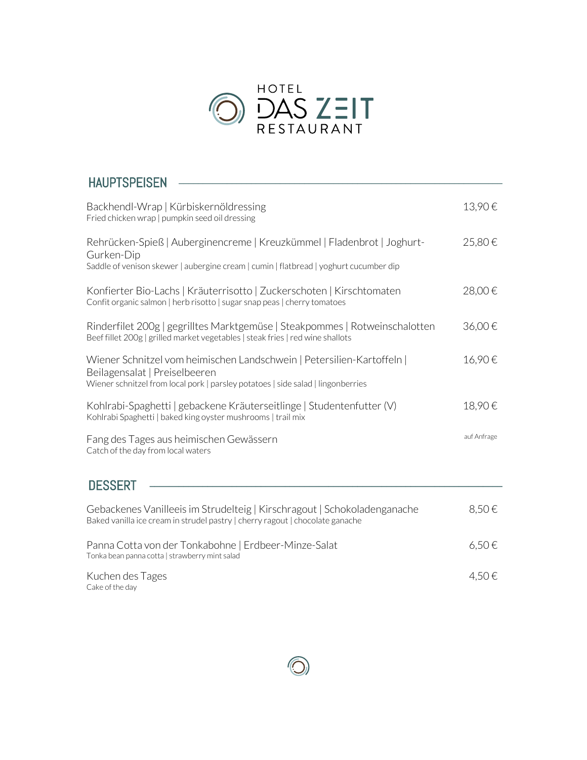HOTEL
DAS ZEIT
RESTAURANT

## HAUPTSPEISEN

| | |
|---|---|
| Backhendl-Wrap \| Kürbiskernöldressing<br>Fried chicken wrap \| pumpkin seed oil dressing | 13,90 € |
| Rehrücken-Spieß \| Auberginencreme \| Kreuzkümmel \| Fladenbrot \| Joghurt-Gurken-Dip<br>Saddle of venison skewer \| aubergine cream \| cumin \| flatbread \| yoghurt cucumber dip | 25,80 € |
| Konfierter Bio-Lachs \| Kräuterrisotto \| Zuckerschoten \| Kirschtomaten<br>Confit organic salmon \| herb risotto \| sugar snap peas \| cherry tomatoes | 28,00 € |
| Rinderfilet 200g \| gegrilltes Marktgemüse \| Steakpommes \| Rotweinschalotten<br>Beef fillet 200g \| grilled market vegetables \| steak fries \| red wine shallots | 36,00 € |
| Wiener Schnitzel vom heimischen Landschwein \| Petersilien-Kartoffeln \| Beilagensalat \| Preiselbeeren<br>Wiener schnitzel from local pork \| parsley potatoes \| side salad \| lingonberries | 16,90 € |
| Kohlrabi-Spaghetti \| gebackene Kräuterseitlinge \| Studentenfutter (V)<br>Kohlrabi Spaghetti \| baked king oyster mushrooms \| trail mix | 18,90 € |
| Fang des Tages aus heimischen Gewässern<br>Catch of the day from local waters | auf Anfrage |

## DESSERT

| | |
|---|---|
| Gebackenes Vanilleeis im Strudelteig \| Kirschragout \| Schokoladenganache<br>Baked vanilla ice cream in strudel pastry \| cherry ragout \| chocolate ganache | 8,50 € |
| Panna Cotta von der Tonkabohne \| Erdbeer-Minze-Salat<br>Tonka bean panna cotta \| strawberry mint salad | 6,50 € |
| Kuchen des Tages<br>Cake of the day | 4,50 € |